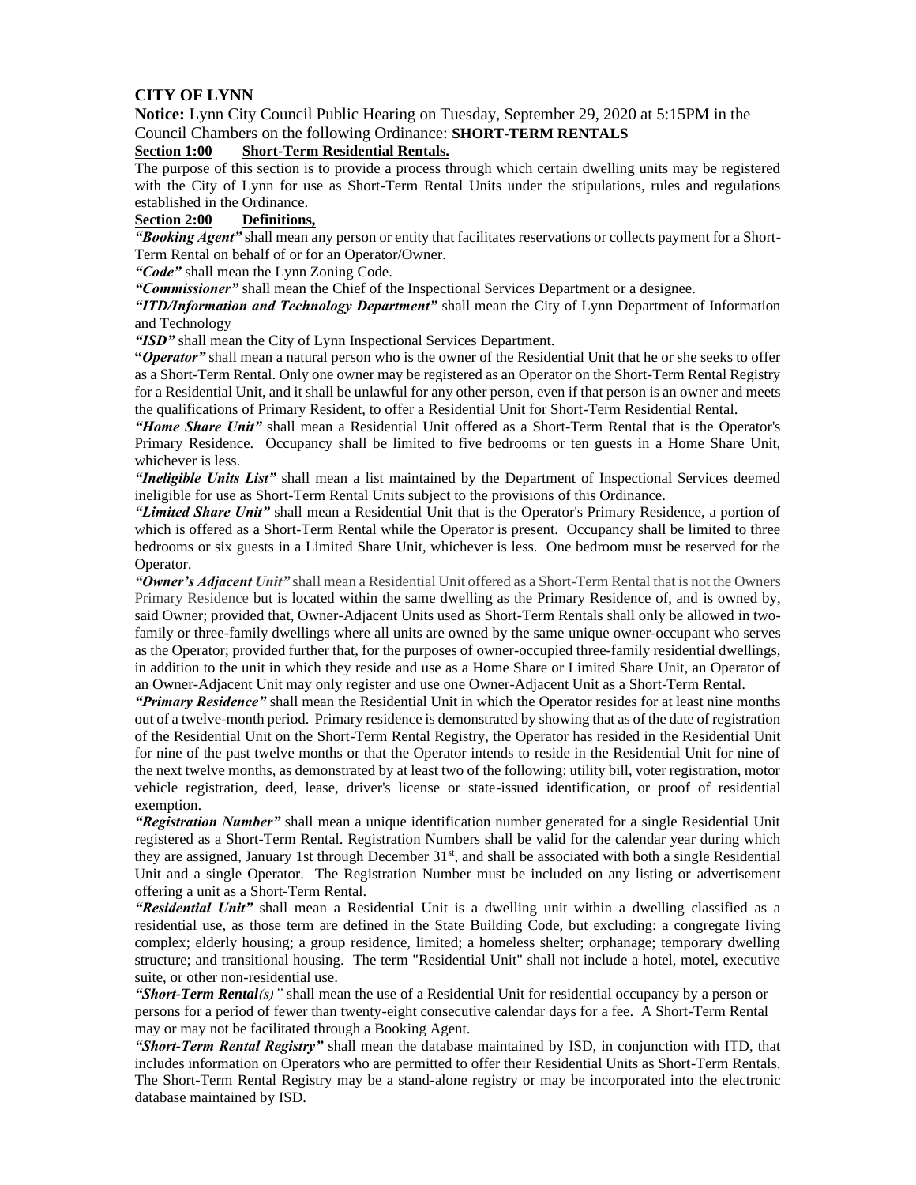**CITY OF LYNN**

**Notice:** Lynn City Council Public Hearing on Tuesday, September 29, 2020 at 5:15PM in the Council Chambers on the following Ordinance: **SHORT-TERM RENTALS**

**Section 1:00 Short-Term Residential Rentals.**

The purpose of this section is to provide a process through which certain dwelling units may be registered with the City of Lynn for use as Short-Term Rental Units under the stipulations, rules and regulations established in the Ordinance.

**Section 2:00 Definitions,**

***"Booking Agent"*** shall mean any person or entity that facilitates reservations or collects payment for a Short-Term Rental on behalf of or for an Operator/Owner.

***"Code"*** shall mean the Lynn Zoning Code.

***"Commissioner"*** shall mean the Chief of the Inspectional Services Department or a designee.

***"ITD/Information and Technology Department"*** shall mean the City of Lynn Department of Information and Technology

***"ISD"*** shall mean the City of Lynn Inspectional Services Department.

**"*Operator"*** shall mean a natural person who is the owner of the Residential Unit that he or she seeks to offer as a Short-Term Rental. Only one owner may be registered as an Operator on the Short-Term Rental Registry for a Residential Unit, and it shall be unlawful for any other person, even if that person is an owner and meets the qualifications of Primary Resident, to offer a Residential Unit for Short-Term Residential Rental.

***"Home Share Unit"*** shall mean a Residential Unit offered as a Short-Term Rental that is the Operator's Primary Residence. Occupancy shall be limited to five bedrooms or ten guests in a Home Share Unit, whichever is less.

***"Ineligible Units List"*** shall mean a list maintained by the Department of Inspectional Services deemed ineligible for use as Short-Term Rental Units subject to the provisions of this Ordinance.

***"Limited Share Unit"*** shall mean a Residential Unit that is the Operator's Primary Residence, a portion of which is offered as a Short-Term Rental while the Operator is present. Occupancy shall be limited to three bedrooms or six guests in a Limited Share Unit, whichever is less. One bedroom must be reserved for the Operator.

***"Owner's Adjacent Unit"*** shall mean a Residential Unit offered as a Short-Term Rental that is not the Owners Primary Residence but is located within the same dwelling as the Primary Residence of, and is owned by, said Owner; provided that, Owner-Adjacent Units used as Short-Term Rentals shall only be allowed in two-family or three-family dwellings where all units are owned by the same unique owner-occupant who serves as the Operator; provided further that, for the purposes of owner-occupied three-family residential dwellings, in addition to the unit in which they reside and use as a Home Share or Limited Share Unit, an Operator of an Owner-Adjacent Unit may only register and use one Owner-Adjacent Unit as a Short-Term Rental.

***"Primary Residence"*** shall mean the Residential Unit in which the Operator resides for at least nine months out of a twelve-month period. Primary residence is demonstrated by showing that as of the date of registration of the Residential Unit on the Short-Term Rental Registry, the Operator has resided in the Residential Unit for nine of the past twelve months or that the Operator intends to reside in the Residential Unit for nine of the next twelve months, as demonstrated by at least two of the following: utility bill, voter registration, motor vehicle registration, deed, lease, driver's license or state-issued identification, or proof of residential exemption.

***"Registration Number"*** shall mean a unique identification number generated for a single Residential Unit registered as a Short-Term Rental. Registration Numbers shall be valid for the calendar year during which they are assigned, January 1st through December 31st, and shall be associated with both a single Residential Unit and a single Operator. The Registration Number must be included on any listing or advertisement offering a unit as a Short-Term Rental.

***"Residential Unit"*** shall mean a Residential Unit is a dwelling unit within a dwelling classified as a residential use, as those term are defined in the State Building Code, but excluding: a congregate living complex; elderly housing; a group residence, limited; a homeless shelter; orphanage; temporary dwelling structure; and transitional housing. The term "Residential Unit" shall not include a hotel, motel, executive suite, or other non-residential use.

***"Short-Term Rental(s)"*** shall mean the use of a Residential Unit for residential occupancy by a person or persons for a period of fewer than twenty-eight consecutive calendar days for a fee. A Short-Term Rental may or may not be facilitated through a Booking Agent.

***"Short-Term Rental Registry"*** shall mean the database maintained by ISD, in conjunction with ITD, that includes information on Operators who are permitted to offer their Residential Units as Short-Term Rentals. The Short-Term Rental Registry may be a stand-alone registry or may be incorporated into the electronic database maintained by ISD.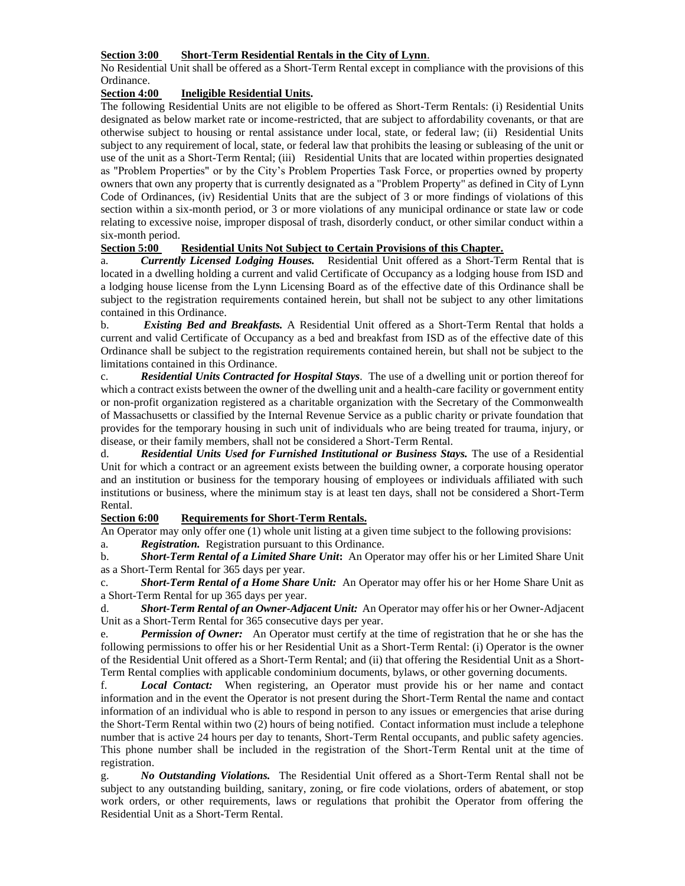**<u>Section 3:00 Short-Term Residential Rentals in the City of Lynn</u>**.

No Residential Unit shall be offered as a Short-Term Rental except in compliance with the provisions of this Ordinance.

**<u>Section 4:00 Ineligible Residential Units.</u>**

The following Residential Units are not eligible to be offered as Short-Term Rentals: (i) Residential Units designated as below market rate or income-restricted, that are subject to affordability covenants, or that are otherwise subject to housing or rental assistance under local, state, or federal law; (ii) Residential Units subject to any requirement of local, state, or federal law that prohibits the leasing or subleasing of the unit or use of the unit as a Short-Term Rental; (iii) Residential Units that are located within properties designated as "Problem Properties" or by the City's Problem Properties Task Force, or properties owned by property owners that own any property that is currently designated as a "Problem Property" as defined in City of Lynn Code of Ordinances, (iv) Residential Units that are the subject of 3 or more findings of violations of this section within a six-month period, or 3 or more violations of any municipal ordinance or state law or code relating to excessive noise, improper disposal of trash, disorderly conduct, or other similar conduct within a six-month period.

**<u>Section 5:00 Residential Units Not Subject to Certain Provisions of this Chapter.</u>**

a. ***Currently Licensed Lodging Houses.*** Residential Unit offered as a Short-Term Rental that is located in a dwelling holding a current and valid Certificate of Occupancy as a lodging house from ISD and a lodging house license from the Lynn Licensing Board as of the effective date of this Ordinance shall be subject to the registration requirements contained herein, but shall not be subject to any other limitations contained in this Ordinance.

b. ***Existing Bed and Breakfasts.*** A Residential Unit offered as a Short-Term Rental that holds a current and valid Certificate of Occupancy as a bed and breakfast from ISD as of the effective date of this Ordinance shall be subject to the registration requirements contained herein, but shall not be subject to the limitations contained in this Ordinance.

c. ***Residential Units Contracted for Hospital Stays***. The use of a dwelling unit or portion thereof for which a contract exists between the owner of the dwelling unit and a health-care facility or government entity or non-profit organization registered as a charitable organization with the Secretary of the Commonwealth of Massachusetts or classified by the Internal Revenue Service as a public charity or private foundation that provides for the temporary housing in such unit of individuals who are being treated for trauma, injury, or disease, or their family members, shall not be considered a Short-Term Rental.

d. ***Residential Units Used for Furnished Institutional or Business Stays.*** The use of a Residential Unit for which a contract or an agreement exists between the building owner, a corporate housing operator and an institution or business for the temporary housing of employees or individuals affiliated with such institutions or business, where the minimum stay is at least ten days, shall not be considered a Short-Term Rental.

**<u>Section 6:00 Requirements for Short-Term Rentals.</u>**

An Operator may only offer one (1) whole unit listing at a given time subject to the following provisions:

a. ***Registration.*** Registration pursuant to this Ordinance.

b. ***Short-Term Rental of a Limited Share Unit*:** An Operator may offer his or her Limited Share Unit as a Short-Term Rental for 365 days per year.

c. ***Short-Term Rental of a Home Share Unit:*** An Operator may offer his or her Home Share Unit as a Short-Term Rental for up 365 days per year.

d. ***Short-Term Rental of an Owner-Adjacent Unit:*** An Operator may offer his or her Owner-Adjacent Unit as a Short-Term Rental for 365 consecutive days per year.

e. ***Permission of Owner:*** An Operator must certify at the time of registration that he or she has the following permissions to offer his or her Residential Unit as a Short-Term Rental: (i) Operator is the owner of the Residential Unit offered as a Short-Term Rental; and (ii) that offering the Residential Unit as a Short-Term Rental complies with applicable condominium documents, bylaws, or other governing documents.

f. ***Local Contact:*** When registering, an Operator must provide his or her name and contact information and in the event the Operator is not present during the Short-Term Rental the name and contact information of an individual who is able to respond in person to any issues or emergencies that arise during the Short-Term Rental within two (2) hours of being notified. Contact information must include a telephone number that is active 24 hours per day to tenants, Short-Term Rental occupants, and public safety agencies. This phone number shall be included in the registration of the Short-Term Rental unit at the time of registration.

g. ***No Outstanding Violations.*** The Residential Unit offered as a Short-Term Rental shall not be subject to any outstanding building, sanitary, zoning, or fire code violations, orders of abatement, or stop work orders, or other requirements, laws or regulations that prohibit the Operator from offering the Residential Unit as a Short-Term Rental.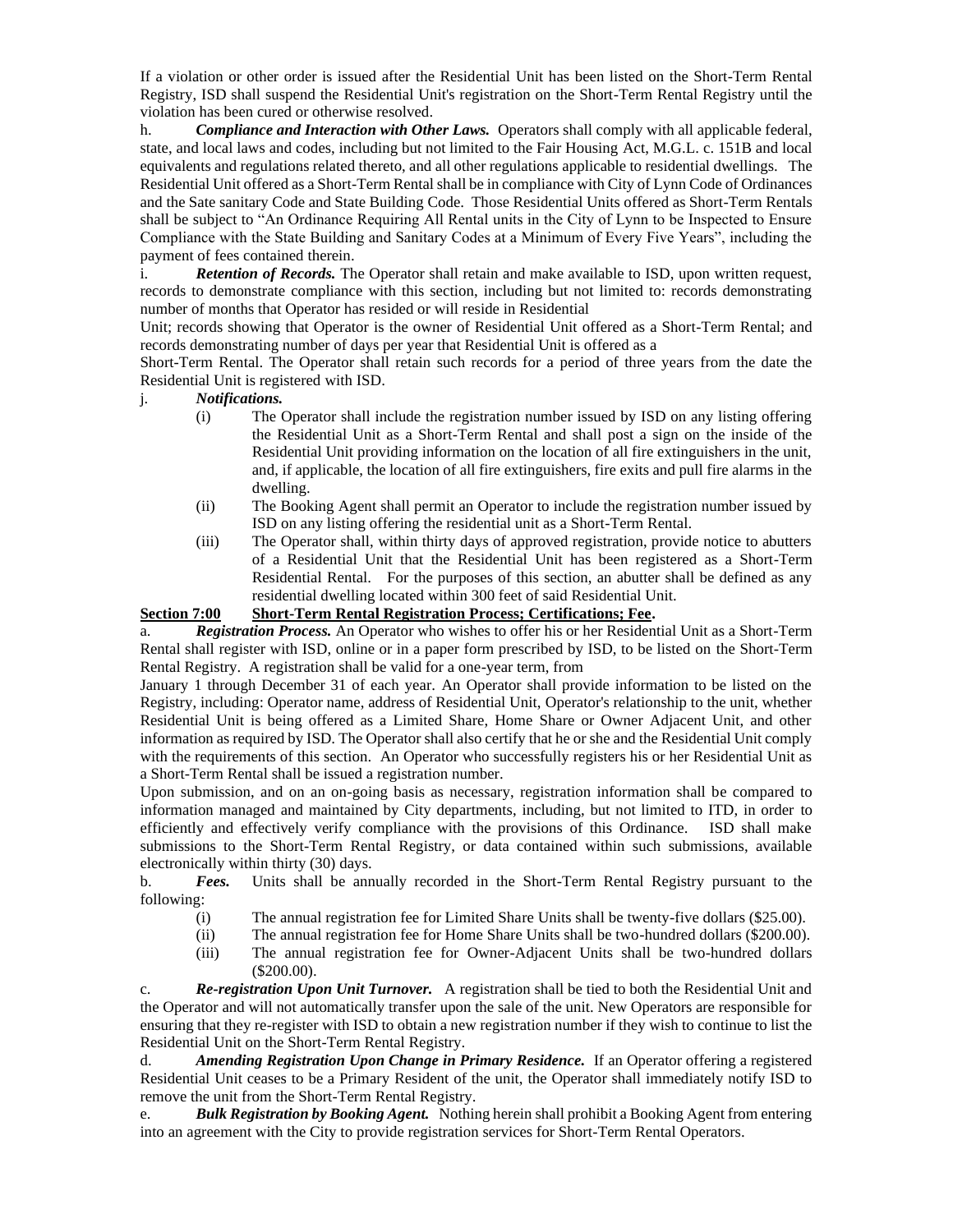If a violation or other order is issued after the Residential Unit has been listed on the Short-Term Rental Registry, ISD shall suspend the Residential Unit's registration on the Short-Term Rental Registry until the violation has been cured or otherwise resolved.

h. ***Compliance and Interaction with Other Laws.*** Operators shall comply with all applicable federal, state, and local laws and codes, including but not limited to the Fair Housing Act, M.G.L. c. 151B and local equivalents and regulations related thereto, and all other regulations applicable to residential dwellings. The Residential Unit offered as a Short-Term Rental shall be in compliance with City of Lynn Code of Ordinances and the Sate sanitary Code and State Building Code. Those Residential Units offered as Short-Term Rentals shall be subject to "An Ordinance Requiring All Rental units in the City of Lynn to be Inspected to Ensure Compliance with the State Building and Sanitary Codes at a Minimum of Every Five Years", including the payment of fees contained therein.

i. ***Retention of Records.*** The Operator shall retain and make available to ISD, upon written request, records to demonstrate compliance with this section, including but not limited to: records demonstrating number of months that Operator has resided or will reside in Residential Unit; records showing that Operator is the owner of Residential Unit offered as a Short-Term Rental; and records demonstrating number of days per year that Residential Unit is offered as a Short-Term Rental. The Operator shall retain such records for a period of three years from the date the Residential Unit is registered with ISD.

j. ***Notifications.***

(i) The Operator shall include the registration number issued by ISD on any listing offering the Residential Unit as a Short-Term Rental and shall post a sign on the inside of the Residential Unit providing information on the location of all fire extinguishers in the unit, and, if applicable, the location of all fire extinguishers, fire exits and pull fire alarms in the dwelling.

(ii) The Booking Agent shall permit an Operator to include the registration number issued by ISD on any listing offering the residential unit as a Short-Term Rental.

(iii) The Operator shall, within thirty days of approved registration, provide notice to abutters of a Residential Unit that the Residential Unit has been registered as a Short-Term Residential Rental. For the purposes of this section, an abutter shall be defined as any residential dwelling located within 300 feet of said Residential Unit.

**<u>Section 7:00 Short-Term Rental Registration Process; Certifications; Fee</u>.**

a. ***Registration Process.*** An Operator who wishes to offer his or her Residential Unit as a Short-Term Rental shall register with ISD, online or in a paper form prescribed by ISD, to be listed on the Short-Term Rental Registry. A registration shall be valid for a one-year term, from January 1 through December 31 of each year. An Operator shall provide information to be listed on the Registry, including: Operator name, address of Residential Unit, Operator's relationship to the unit, whether Residential Unit is being offered as a Limited Share, Home Share or Owner Adjacent Unit, and other information as required by ISD. The Operator shall also certify that he or she and the Residential Unit comply with the requirements of this section. An Operator who successfully registers his or her Residential Unit as a Short-Term Rental shall be issued a registration number.

Upon submission, and on an on-going basis as necessary, registration information shall be compared to information managed and maintained by City departments, including, but not limited to ITD, in order to efficiently and effectively verify compliance with the provisions of this Ordinance. ISD shall make submissions to the Short-Term Rental Registry, or data contained within such submissions, available electronically within thirty (30) days.

b. ***Fees.*** Units shall be annually recorded in the Short-Term Rental Registry pursuant to the following:

(i) The annual registration fee for Limited Share Units shall be twenty-five dollars ($25.00).

(ii) The annual registration fee for Home Share Units shall be two-hundred dollars ($200.00).

(iii) The annual registration fee for Owner-Adjacent Units shall be two-hundred dollars ($200.00).

c. ***Re-registration Upon Unit Turnover.*** A registration shall be tied to both the Residential Unit and the Operator and will not automatically transfer upon the sale of the unit. New Operators are responsible for ensuring that they re-register with ISD to obtain a new registration number if they wish to continue to list the Residential Unit on the Short-Term Rental Registry.

d. ***Amending Registration Upon Change in Primary Residence.*** If an Operator offering a registered Residential Unit ceases to be a Primary Resident of the unit, the Operator shall immediately notify ISD to remove the unit from the Short-Term Rental Registry.

e. ***Bulk Registration by Booking Agent.*** Nothing herein shall prohibit a Booking Agent from entering into an agreement with the City to provide registration services for Short-Term Rental Operators.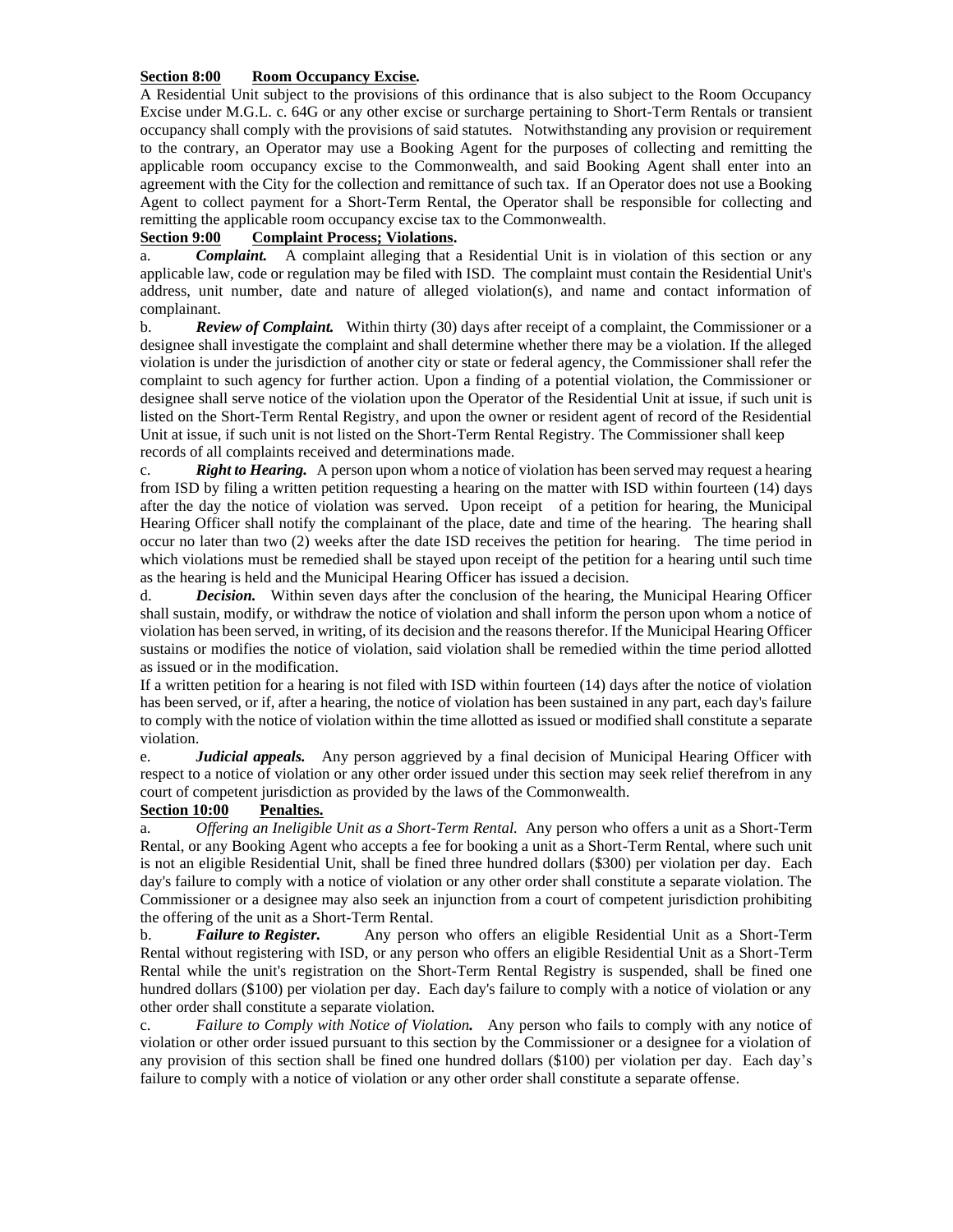**<u>Section 8:00 Room Occupancy Excise</u>.**

A Residential Unit subject to the provisions of this ordinance that is also subject to the Room Occupancy Excise under M.G.L. c. 64G or any other excise or surcharge pertaining to Short-Term Rentals or transient occupancy shall comply with the provisions of said statutes. Notwithstanding any provision or requirement to the contrary, an Operator may use a Booking Agent for the purposes of collecting and remitting the applicable room occupancy excise to the Commonwealth, and said Booking Agent shall enter into an agreement with the City for the collection and remittance of such tax. If an Operator does not use a Booking Agent to collect payment for a Short-Term Rental, the Operator shall be responsible for collecting and remitting the applicable room occupancy excise tax to the Commonwealth.

**<u>Section 9:00 Complaint Process; Violations</u>.**

a. ***Complaint.*** A complaint alleging that a Residential Unit is in violation of this section or any applicable law, code or regulation may be filed with ISD. The complaint must contain the Residential Unit's address, unit number, date and nature of alleged violation(s), and name and contact information of complainant.

b. ***Review of Complaint.*** Within thirty (30) days after receipt of a complaint, the Commissioner or a designee shall investigate the complaint and shall determine whether there may be a violation. If the alleged violation is under the jurisdiction of another city or state or federal agency, the Commissioner shall refer the complaint to such agency for further action. Upon a finding of a potential violation, the Commissioner or designee shall serve notice of the violation upon the Operator of the Residential Unit at issue, if such unit is listed on the Short-Term Rental Registry, and upon the owner or resident agent of record of the Residential Unit at issue, if such unit is not listed on the Short-Term Rental Registry. The Commissioner shall keep records of all complaints received and determinations made.

c. ***Right to Hearing.*** A person upon whom a notice of violation has been served may request a hearing from ISD by filing a written petition requesting a hearing on the matter with ISD within fourteen (14) days after the day the notice of violation was served. Upon receipt of a petition for hearing, the Municipal Hearing Officer shall notify the complainant of the place, date and time of the hearing. The hearing shall occur no later than two (2) weeks after the date ISD receives the petition for hearing. The time period in which violations must be remedied shall be stayed upon receipt of the petition for a hearing until such time as the hearing is held and the Municipal Hearing Officer has issued a decision.

d. ***Decision.*** Within seven days after the conclusion of the hearing, the Municipal Hearing Officer shall sustain, modify, or withdraw the notice of violation and shall inform the person upon whom a notice of violation has been served, in writing, of its decision and the reasons therefor. If the Municipal Hearing Officer sustains or modifies the notice of violation, said violation shall be remedied within the time period allotted as issued or in the modification.

If a written petition for a hearing is not filed with ISD within fourteen (14) days after the notice of violation has been served, or if, after a hearing, the notice of violation has been sustained in any part, each day's failure to comply with the notice of violation within the time allotted as issued or modified shall constitute a separate violation.

e. ***Judicial appeals.*** Any person aggrieved by a final decision of Municipal Hearing Officer with respect to a notice of violation or any other order issued under this section may seek relief therefrom in any court of competent jurisdiction as provided by the laws of the Commonwealth.

**<u>Section 10:00 Penalties.</u>**

a. *Offering an Ineligible Unit as a Short-Term Rental.* Any person who offers a unit as a Short-Term Rental, or any Booking Agent who accepts a fee for booking a unit as a Short-Term Rental, where such unit is not an eligible Residential Unit, shall be fined three hundred dollars ($300) per violation per day. Each day's failure to comply with a notice of violation or any other order shall constitute a separate violation. The Commissioner or a designee may also seek an injunction from a court of competent jurisdiction prohibiting the offering of the unit as a Short-Term Rental.

b. ***Failure to Register.*** Any person who offers an eligible Residential Unit as a Short-Term Rental without registering with ISD, or any person who offers an eligible Residential Unit as a Short-Term Rental while the unit's registration on the Short-Term Rental Registry is suspended, shall be fined one hundred dollars ($100) per violation per day. Each day's failure to comply with a notice of violation or any other order shall constitute a separate violation.

c. *Failure to Comply with Notice of Violation**.*** Any person who fails to comply with any notice of violation or other order issued pursuant to this section by the Commissioner or a designee for a violation of any provision of this section shall be fined one hundred dollars ($100) per violation per day. Each day's failure to comply with a notice of violation or any other order shall constitute a separate offense.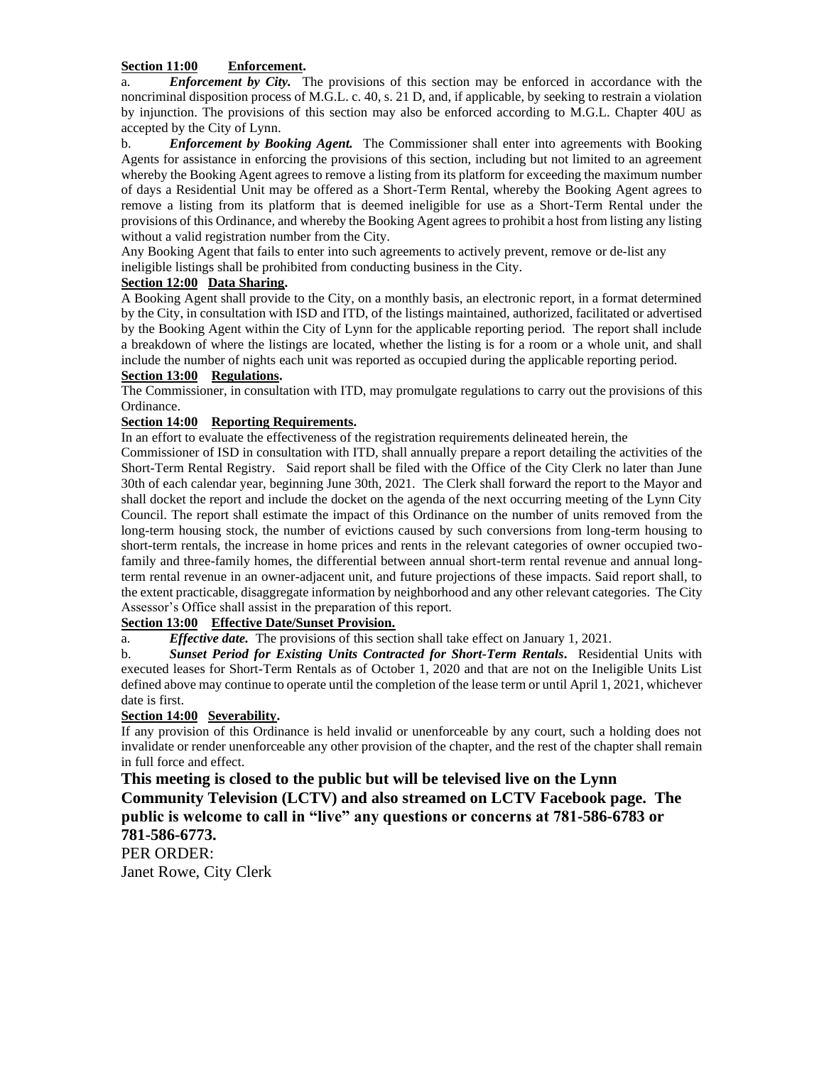**Section 11:00 Enforcement.**

a. ***Enforcement by City.*** The provisions of this section may be enforced in accordance with the noncriminal disposition process of M.G.L. c. 40, s. 21 D, and, if applicable, by seeking to restrain a violation by injunction. The provisions of this section may also be enforced according to M.G.L. Chapter 40U as accepted by the City of Lynn.

b. ***Enforcement by Booking Agent.*** The Commissioner shall enter into agreements with Booking Agents for assistance in enforcing the provisions of this section, including but not limited to an agreement whereby the Booking Agent agrees to remove a listing from its platform for exceeding the maximum number of days a Residential Unit may be offered as a Short-Term Rental, whereby the Booking Agent agrees to remove a listing from its platform that is deemed ineligible for use as a Short-Term Rental under the provisions of this Ordinance, and whereby the Booking Agent agrees to prohibit a host from listing any listing without a valid registration number from the City.

Any Booking Agent that fails to enter into such agreements to actively prevent, remove or de-list any ineligible listings shall be prohibited from conducting business in the City.

**Section 12:00 Data Sharing.**

A Booking Agent shall provide to the City, on a monthly basis, an electronic report, in a format determined by the City, in consultation with ISD and ITD, of the listings maintained, authorized, facilitated or advertised by the Booking Agent within the City of Lynn for the applicable reporting period. The report shall include a breakdown of where the listings are located, whether the listing is for a room or a whole unit, and shall include the number of nights each unit was reported as occupied during the applicable reporting period.

**Section 13:00 Regulations.**

The Commissioner, in consultation with ITD, may promulgate regulations to carry out the provisions of this Ordinance.

**Section 14:00 Reporting Requirements.**

In an effort to evaluate the effectiveness of the registration requirements delineated herein, the Commissioner of ISD in consultation with ITD, shall annually prepare a report detailing the activities of the Short-Term Rental Registry. Said report shall be filed with the Office of the City Clerk no later than June 30th of each calendar year, beginning June 30th, 2021. The Clerk shall forward the report to the Mayor and shall docket the report and include the docket on the agenda of the next occurring meeting of the Lynn City Council. The report shall estimate the impact of this Ordinance on the number of units removed from the long-term housing stock, the number of evictions caused by such conversions from long-term housing to short-term rentals, the increase in home prices and rents in the relevant categories of owner occupied two-family and three-family homes, the differential between annual short-term rental revenue and annual long-term rental revenue in an owner-adjacent unit, and future projections of these impacts. Said report shall, to the extent practicable, disaggregate information by neighborhood and any other relevant categories. The City Assessor's Office shall assist in the preparation of this report.

**Section 13:00 Effective Date/Sunset Provision.**

a. ***Effective date.*** The provisions of this section shall take effect on January 1, 2021.

b. ***Sunset Period for Existing Units Contracted for Short-Term Rentals.*** Residential Units with executed leases for Short-Term Rentals as of October 1, 2020 and that are not on the Ineligible Units List defined above may continue to operate until the completion of the lease term or until April 1, 2021, whichever date is first.

**Section 14:00 Severability.**

If any provision of this Ordinance is held invalid or unenforceable by any court, such a holding does not invalidate or render unenforceable any other provision of the chapter, and the rest of the chapter shall remain in full force and effect.

**This meeting is closed to the public but will be televised live on the Lynn Community Television (LCTV) and also streamed on LCTV Facebook page. The public is welcome to call in "live" any questions or concerns at 781-586-6783 or 781-586-6773.**

PER ORDER:

Janet Rowe, City Clerk